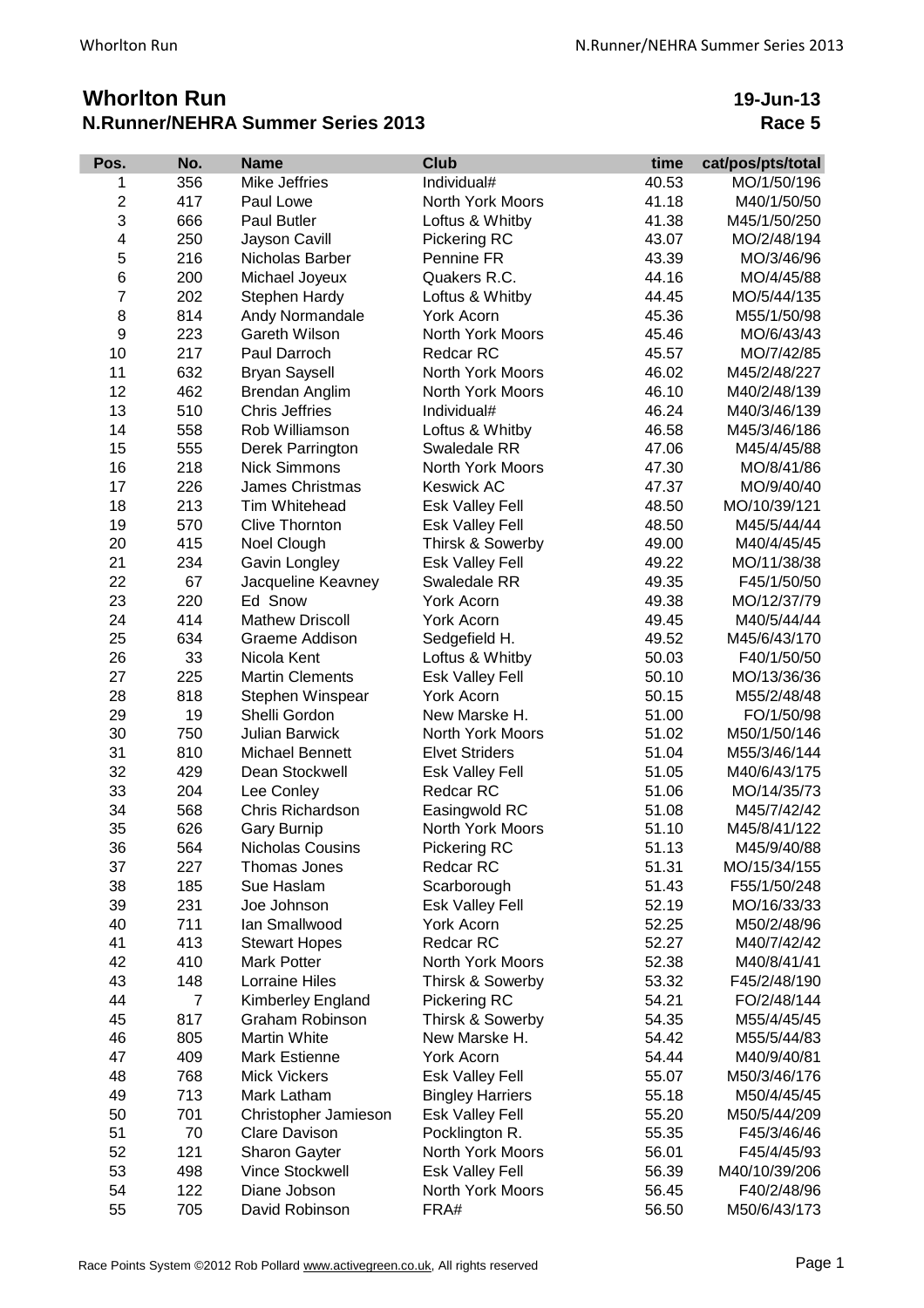# Whorlton Run

## N.Runner/NEHRA Summer Series 2013

**19-Jun-13**
**Race 5**

| Pos. | No. | Name | Club | time | cat/pos/pts/total |
|---|---|---|---|---|---|
| 1 | 356 | Mike Jeffries | Individual# | 40.53 | MO/1/50/196 |
| 2 | 417 | Paul Lowe | North York Moors | 41.18 | M40/1/50/50 |
| 3 | 666 | Paul Butler | Loftus & Whitby | 41.38 | M45/1/50/250 |
| 4 | 250 | Jayson Cavill | Pickering RC | 43.07 | MO/2/48/194 |
| 5 | 216 | Nicholas Barber | Pennine FR | 43.39 | MO/3/46/96 |
| 6 | 200 | Michael Joyeux | Quakers R.C. | 44.16 | MO/4/45/88 |
| 7 | 202 | Stephen Hardy | Loftus & Whitby | 44.45 | MO/5/44/135 |
| 8 | 814 | Andy Normandale | York Acorn | 45.36 | M55/1/50/98 |
| 9 | 223 | Gareth Wilson | North York Moors | 45.46 | MO/6/43/43 |
| 10 | 217 | Paul Darroch | Redcar RC | 45.57 | MO/7/42/85 |
| 11 | 632 | Bryan Saysell | North York Moors | 46.02 | M45/2/48/227 |
| 12 | 462 | Brendan Anglim | North York Moors | 46.10 | M40/2/48/139 |
| 13 | 510 | Chris Jeffries | Individual# | 46.24 | M40/3/46/139 |
| 14 | 558 | Rob Williamson | Loftus & Whitby | 46.58 | M45/3/46/186 |
| 15 | 555 | Derek Parrington | Swaledale RR | 47.06 | M45/4/45/88 |
| 16 | 218 | Nick Simmons | North York Moors | 47.30 | MO/8/41/86 |
| 17 | 226 | James Christmas | Keswick AC | 47.37 | MO/9/40/40 |
| 18 | 213 | Tim Whitehead | Esk Valley Fell | 48.50 | MO/10/39/121 |
| 19 | 570 | Clive Thornton | Esk Valley Fell | 48.50 | M45/5/44/44 |
| 20 | 415 | Noel Clough | Thirsk & Sowerby | 49.00 | M40/4/45/45 |
| 21 | 234 | Gavin Longley | Esk Valley Fell | 49.22 | MO/11/38/38 |
| 22 | 67 | Jacqueline Keavney | Swaledale RR | 49.35 | F45/1/50/50 |
| 23 | 220 | Ed Snow | York Acorn | 49.38 | MO/12/37/79 |
| 24 | 414 | Mathew Driscoll | York Acorn | 49.45 | M40/5/44/44 |
| 25 | 634 | Graeme Addison | Sedgefield H. | 49.52 | M45/6/43/170 |
| 26 | 33 | Nicola Kent | Loftus & Whitby | 50.03 | F40/1/50/50 |
| 27 | 225 | Martin Clements | Esk Valley Fell | 50.10 | MO/13/36/36 |
| 28 | 818 | Stephen Winspear | York Acorn | 50.15 | M55/2/48/48 |
| 29 | 19 | Shelli Gordon | New Marske H. | 51.00 | FO/1/50/98 |
| 30 | 750 | Julian Barwick | North York Moors | 51.02 | M50/1/50/146 |
| 31 | 810 | Michael Bennett | Elvet Striders | 51.04 | M55/3/46/144 |
| 32 | 429 | Dean Stockwell | Esk Valley Fell | 51.05 | M40/6/43/175 |
| 33 | 204 | Lee Conley | Redcar RC | 51.06 | MO/14/35/73 |
| 34 | 568 | Chris Richardson | Easingwold RC | 51.08 | M45/7/42/42 |
| 35 | 626 | Gary Burnip | North York Moors | 51.10 | M45/8/41/122 |
| 36 | 564 | Nicholas Cousins | Pickering RC | 51.13 | M45/9/40/88 |
| 37 | 227 | Thomas Jones | Redcar RC | 51.31 | MO/15/34/155 |
| 38 | 185 | Sue Haslam | Scarborough | 51.43 | F55/1/50/248 |
| 39 | 231 | Joe Johnson | Esk Valley Fell | 52.19 | MO/16/33/33 |
| 40 | 711 | Ian Smallwood | York Acorn | 52.25 | M50/2/48/96 |
| 41 | 413 | Stewart Hopes | Redcar RC | 52.27 | M40/7/42/42 |
| 42 | 410 | Mark Potter | North York Moors | 52.38 | M40/8/41/41 |
| 43 | 148 | Lorraine Hiles | Thirsk & Sowerby | 53.32 | F45/2/48/190 |
| 44 | 7 | Kimberley England | Pickering RC | 54.21 | FO/2/48/144 |
| 45 | 817 | Graham Robinson | Thirsk & Sowerby | 54.35 | M55/4/45/45 |
| 46 | 805 | Martin White | New Marske H. | 54.42 | M55/5/44/83 |
| 47 | 409 | Mark Estienne | York Acorn | 54.44 | M40/9/40/81 |
| 48 | 768 | Mick Vickers | Esk Valley Fell | 55.07 | M50/3/46/176 |
| 49 | 713 | Mark Latham | Bingley Harriers | 55.18 | M50/4/45/45 |
| 50 | 701 | Christopher Jamieson | Esk Valley Fell | 55.20 | M50/5/44/209 |
| 51 | 70 | Clare Davison | Pocklington R. | 55.35 | F45/3/46/46 |
| 52 | 121 | Sharon Gayter | North York Moors | 56.01 | F45/4/45/93 |
| 53 | 498 | Vince Stockwell | Esk Valley Fell | 56.39 | M40/10/39/206 |
| 54 | 122 | Diane Jobson | North York Moors | 56.45 | F40/2/48/96 |
| 55 | 705 | David Robinson | FRA# | 56.50 | M50/6/43/173 |

Race Points System ©2012 Rob Pollard www.activegreen.co.uk, All rights reserved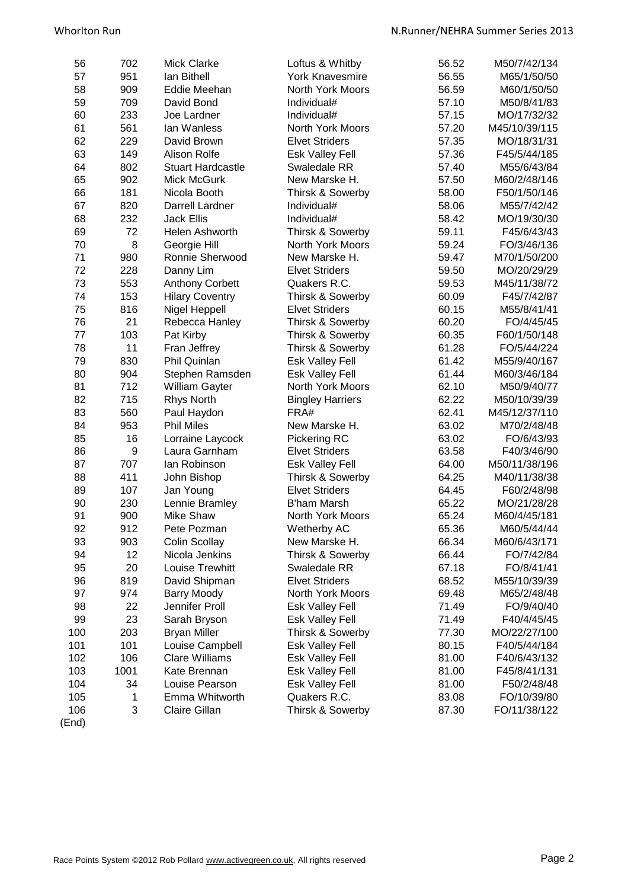| | | | | | |
|---|---|---|---|---|---|
| 56 | 702 | Mick Clarke | Loftus & Whitby | 56.52 | M50/7/42/134 |
| 57 | 951 | Ian Bithell | York Knavesmire | 56.55 | M65/1/50/50 |
| 58 | 909 | Eddie Meehan | North York Moors | 56.59 | M60/1/50/50 |
| 59 | 709 | David Bond | Individual# | 57.10 | M50/8/41/83 |
| 60 | 233 | Joe Lardner | Individual# | 57.15 | MO/17/32/32 |
| 61 | 561 | Ian Wanless | North York Moors | 57.20 | M45/10/39/115 |
| 62 | 229 | David Brown | Elvet Striders | 57.35 | MO/18/31/31 |
| 63 | 149 | Alison Rolfe | Esk Valley Fell | 57.36 | F45/5/44/185 |
| 64 | 802 | Stuart Hardcastle | Swaledale RR | 57.40 | M55/6/43/84 |
| 65 | 902 | Mick McGurk | New Marske H. | 57.50 | M60/2/48/146 |
| 66 | 181 | Nicola Booth | Thirsk & Sowerby | 58.00 | F50/1/50/146 |
| 67 | 820 | Darrell Lardner | Individual# | 58.06 | M55/7/42/42 |
| 68 | 232 | Jack Ellis | Individual# | 58.42 | MO/19/30/30 |
| 69 | 72 | Helen Ashworth | Thirsk & Sowerby | 59.11 | F45/6/43/43 |
| 70 | 8 | Georgie Hill | North York Moors | 59.24 | FO/3/46/136 |
| 71 | 980 | Ronnie Sherwood | New Marske H. | 59.47 | M70/1/50/200 |
| 72 | 228 | Danny Lim | Elvet Striders | 59.50 | MO/20/29/29 |
| 73 | 553 | Anthony Corbett | Quakers R.C. | 59.53 | M45/11/38/72 |
| 74 | 153 | Hilary Coventry | Thirsk & Sowerby | 60.09 | F45/7/42/87 |
| 75 | 816 | Nigel Heppell | Elvet Striders | 60.15 | M55/8/41/41 |
| 76 | 21 | Rebecca Hanley | Thirsk & Sowerby | 60.20 | FO/4/45/45 |
| 77 | 103 | Pat Kirby | Thirsk & Sowerby | 60.35 | F60/1/50/148 |
| 78 | 11 | Fran Jeffrey | Thirsk & Sowerby | 61.28 | FO/5/44/224 |
| 79 | 830 | Phil Quinlan | Esk Valley Fell | 61.42 | M55/9/40/167 |
| 80 | 904 | Stephen Ramsden | Esk Valley Fell | 61.44 | M60/3/46/184 |
| 81 | 712 | William Gayter | North York Moors | 62.10 | M50/9/40/77 |
| 82 | 715 | Rhys North | Bingley Harriers | 62.22 | M50/10/39/39 |
| 83 | 560 | Paul Haydon | FRA# | 62.41 | M45/12/37/110 |
| 84 | 953 | Phil Miles | New Marske H. | 63.02 | M70/2/48/48 |
| 85 | 16 | Lorraine Laycock | Pickering RC | 63.02 | FO/6/43/93 |
| 86 | 9 | Laura Garnham | Elvet Striders | 63.58 | F40/3/46/90 |
| 87 | 707 | Ian Robinson | Esk Valley Fell | 64.00 | M50/11/38/196 |
| 88 | 411 | John Bishop | Thirsk & Sowerby | 64.25 | M40/11/38/38 |
| 89 | 107 | Jan Young | Elvet Striders | 64.45 | F60/2/48/98 |
| 90 | 230 | Lennie Bramley | B'ham Marsh | 65.22 | MO/21/28/28 |
| 91 | 900 | Mike Shaw | North York Moors | 65.24 | M60/4/45/181 |
| 92 | 912 | Pete Pozman | Wetherby AC | 65.36 | M60/5/44/44 |
| 93 | 903 | Colin Scollay | New Marske H. | 66.34 | M60/6/43/171 |
| 94 | 12 | Nicola Jenkins | Thirsk & Sowerby | 66.44 | FO/7/42/84 |
| 95 | 20 | Louise Trewhitt | Swaledale RR | 67.18 | FO/8/41/41 |
| 96 | 819 | David Shipman | Elvet Striders | 68.52 | M55/10/39/39 |
| 97 | 974 | Barry Moody | North York Moors | 69.48 | M65/2/48/48 |
| 98 | 22 | Jennifer Proll | Esk Valley Fell | 71.49 | FO/9/40/40 |
| 99 | 23 | Sarah Bryson | Esk Valley Fell | 71.49 | F40/4/45/45 |
| 100 | 203 | Bryan Miller | Thirsk & Sowerby | 77.30 | MO/22/27/100 |
| 101 | 101 | Louise Campbell | Esk Valley Fell | 80.15 | F40/5/44/184 |
| 102 | 106 | Clare Williams | Esk Valley Fell | 81.00 | F40/6/43/132 |
| 103 | 1001 | Kate Brennan | Esk Valley Fell | 81.00 | F45/8/41/131 |
| 104 | 34 | Louise Pearson | Esk Valley Fell | 81.00 | F50/2/48/48 |
| 105 | 1 | Emma Whitworth | Quakers R.C. | 83.08 | FO/10/39/80 |
| 106 | 3 | Claire Gillan | Thirsk & Sowerby | 87.30 | FO/11/38/122 |

(End)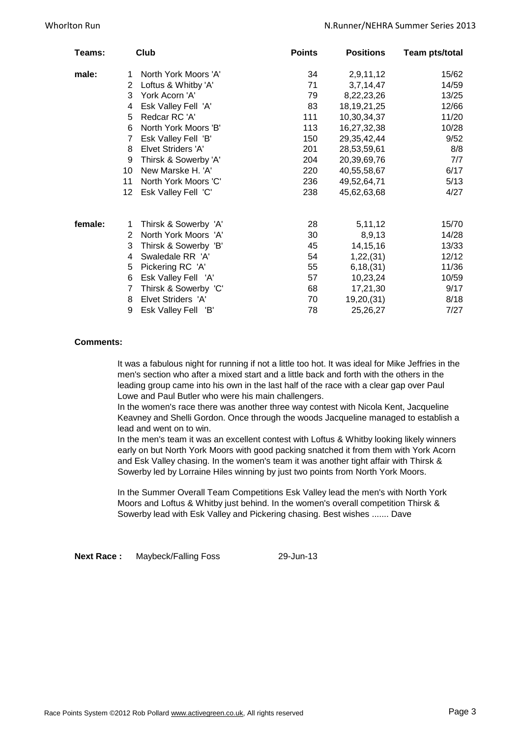| Teams: | | Club | Points | Positions | Team pts/total |
|---|---|---|---|---|---|
| male: | 1 | North York Moors 'A' | 34 | 2,9,11,12 | 15/62 |
| | 2 | Loftus & Whitby 'A' | 71 | 3,7,14,47 | 14/59 |
| | 3 | York Acorn 'A' | 79 | 8,22,23,26 | 13/25 |
| | 4 | Esk Valley Fell 'A' | 83 | 18,19,21,25 | 12/66 |
| | 5 | Redcar RC 'A' | 111 | 10,30,34,37 | 11/20 |
| | 6 | North York Moors 'B' | 113 | 16,27,32,38 | 10/28 |
| | 7 | Esk Valley Fell 'B' | 150 | 29,35,42,44 | 9/52 |
| | 8 | Elvet Striders 'A' | 201 | 28,53,59,61 | 8/8 |
| | 9 | Thirsk & Sowerby 'A' | 204 | 20,39,69,76 | 7/7 |
| | 10 | New Marske H. 'A' | 220 | 40,55,58,67 | 6/17 |
| | 11 | North York Moors 'C' | 236 | 49,52,64,71 | 5/13 |
| | 12 | Esk Valley Fell 'C' | 238 | 45,62,63,68 | 4/27 |
| female: | 1 | Thirsk & Sowerby 'A' | 28 | 5,11,12 | 15/70 |
| | 2 | North York Moors 'A' | 30 | 8,9,13 | 14/28 |
| | 3 | Thirsk & Sowerby 'B' | 45 | 14,15,16 | 13/33 |
| | 4 | Swaledale RR 'A' | 54 | 1,22,(31) | 12/12 |
| | 5 | Pickering RC 'A' | 55 | 6,18,(31) | 11/36 |
| | 6 | Esk Valley Fell 'A' | 57 | 10,23,24 | 10/59 |
| | 7 | Thirsk & Sowerby 'C' | 68 | 17,21,30 | 9/17 |
| | 8 | Elvet Striders 'A' | 70 | 19,20,(31) | 8/18 |
| | 9 | Esk Valley Fell 'B' | 78 | 25,26,27 | 7/27 |

**Comments:**

It was a fabulous night for running if not a little too hot. It was ideal for Mike Jeffries in the men's section who after a mixed start and a little back and forth with the others in the leading group came into his own in the last half of the race with a clear gap over Paul Lowe and Paul Butler who were his main challengers.
In the women's race there was another three way contest with Nicola Kent, Jacqueline Keavney and Shelli Gordon. Once through the woods Jacqueline managed to establish a lead and went on to win.
In the men's team it was an excellent contest with Loftus & Whitby looking likely winners early on but North York Moors with good packing snatched it from them with York Acorn and Esk Valley chasing. In the women's team it was another tight affair with Thirsk & Sowerby led by Lorraine Hiles winning by just two points from North York Moors.

In the Summer Overall Team Competitions Esk Valley lead the men's with North York Moors and Loftus & Whitby just behind. In the women's overall competition Thirsk & Sowerby lead with Esk Valley and Pickering chasing. Best wishes ....... Dave

**Next Race :** Maybeck/Falling Foss 29-Jun-13